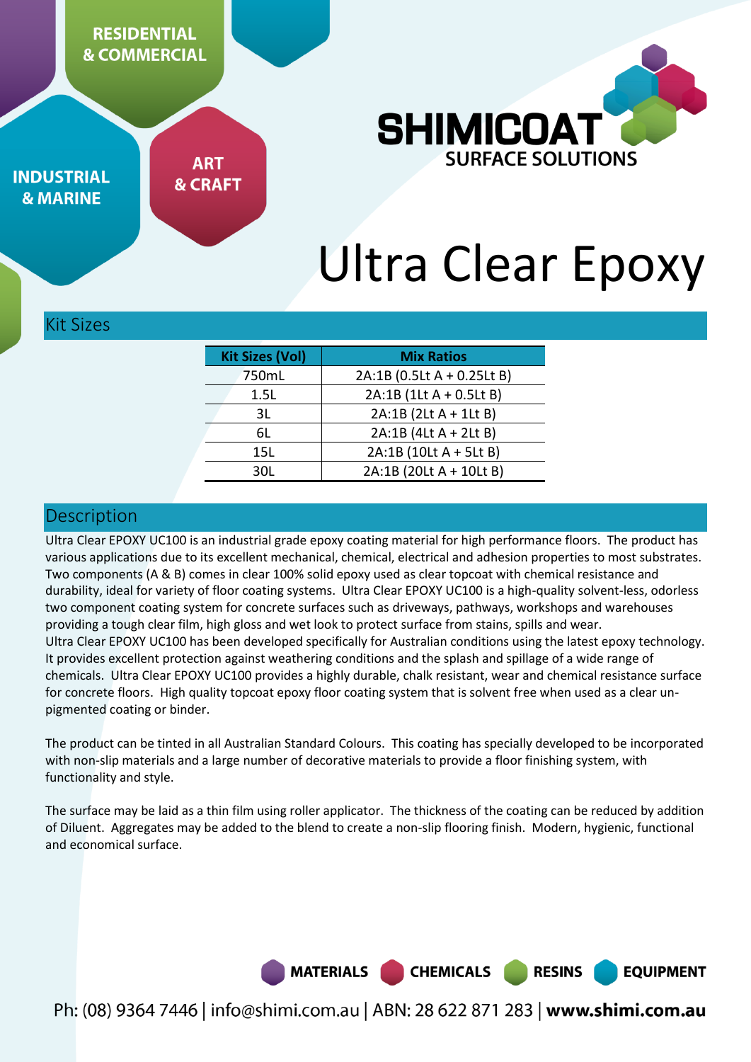RESIDENTIAL & COMMERCIAL

INDUSTRIAL & MARINE

ART & CRAFT

SHIMICOAT SURFACE SOLUTIONS

# Ultra Clear Epoxy

## Kit Sizes

| Kit Sizes (Vol) | Mix Ratios |
|---|---|
| 750mL | 2A:1B (0.5Lt A + 0.25Lt B) |
| 1.5L | 2A:1B (1Lt A + 0.5Lt B) |
| 3L | 2A:1B (2Lt A + 1Lt B) |
| 6L | 2A:1B (4Lt A + 2Lt B) |
| 15L | 2A:1B (10Lt A + 5Lt B) |
| 30L | 2A:1B (20Lt A + 10Lt B) |

## Description

Ultra Clear EPOXY UC100 is an industrial grade epoxy coating material for high performance floors. The product has various applications due to its excellent mechanical, chemical, electrical and adhesion properties to most substrates. Two components (A & B) comes in clear 100% solid epoxy used as clear topcoat with chemical resistance and durability, ideal for variety of floor coating systems. Ultra Clear EPOXY UC100 is a high-quality solvent-less, odorless two component coating system for concrete surfaces such as driveways, pathways, workshops and warehouses providing a tough clear film, high gloss and wet look to protect surface from stains, spills and wear.
Ultra Clear EPOXY UC100 has been developed specifically for Australian conditions using the latest epoxy technology. It provides excellent protection against weathering conditions and the splash and spillage of a wide range of chemicals. Ultra Clear EPOXY UC100 provides a highly durable, chalk resistant, wear and chemical resistance surface for concrete floors. High quality topcoat epoxy floor coating system that is solvent free when used as a clear un-pigmented coating or binder.

The product can be tinted in all Australian Standard Colours. This coating has specially developed to be incorporated with non-slip materials and a large number of decorative materials to provide a floor finishing system, with functionality and style.

The surface may be laid as a thin film using roller applicator. The thickness of the coating can be reduced by addition of Diluent. Aggregates may be added to the blend to create a non-slip flooring finish. Modern, hygienic, functional and economical surface.

MATERIALS CHEMICALS RESINS EQUIPMENT

Ph: (08) 9364 7446 | info@shimi.com.au | ABN: 28 622 871 283 | **www.shimi.com.au**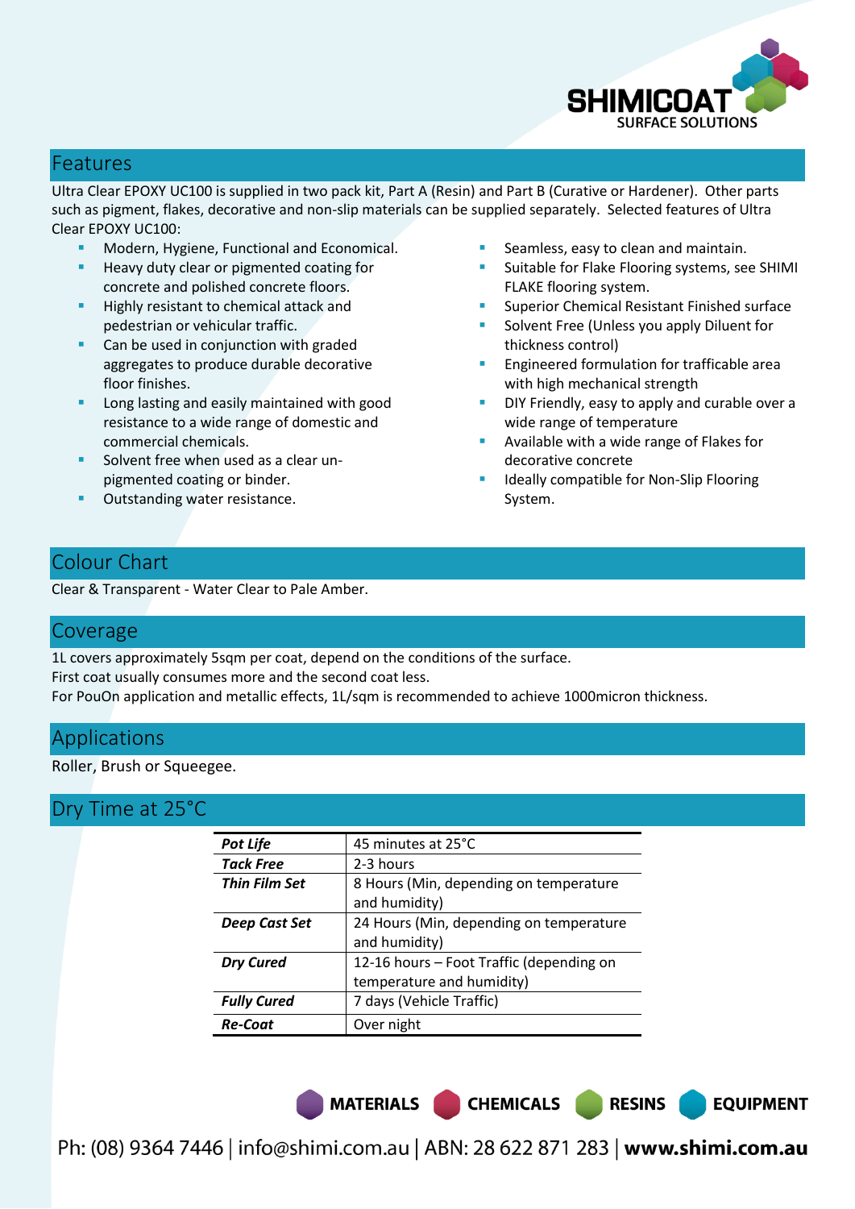## Features

Ultra Clear EPOXY UC100 is supplied in two pack kit, Part A (Resin) and Part B (Curative or Hardener). Other parts such as pigment, flakes, decorative and non-slip materials can be supplied separately. Selected features of Ultra Clear EPOXY UC100:

- Modern, Hygiene, Functional and Economical.
- Heavy duty clear or pigmented coating for concrete and polished concrete floors.
- Highly resistant to chemical attack and pedestrian or vehicular traffic.
- Can be used in conjunction with graded aggregates to produce durable decorative floor finishes.
- Long lasting and easily maintained with good resistance to a wide range of domestic and commercial chemicals.
- Solvent free when used as a clear un-pigmented coating or binder.
- Outstanding water resistance.
- Seamless, easy to clean and maintain.
- Suitable for Flake Flooring systems, see SHIMI FLAKE flooring system.
- Superior Chemical Resistant Finished surface
- Solvent Free (Unless you apply Diluent for thickness control)
- Engineered formulation for trafficable area with high mechanical strength
- DIY Friendly, easy to apply and curable over a wide range of temperature
- Available with a wide range of Flakes for decorative concrete
- Ideally compatible for Non-Slip Flooring System.

## Colour Chart

Clear & Transparent - Water Clear to Pale Amber.

## Coverage

1L covers approximately 5sqm per coat, depend on the conditions of the surface.
First coat usually consumes more and the second coat less.
For PouOn application and metallic effects, 1L/sqm is recommended to achieve 1000micron thickness.

## Applications

Roller, Brush or Squeegee.

## Dry Time at 25°C

| | |
|---|---|
| ***Pot Life*** | 45 minutes at 25°C |
| ***Tack Free*** | 2-3 hours |
| ***Thin Film Set*** | 8 Hours (Min, depending on temperature and humidity) |
| ***Deep Cast Set*** | 24 Hours (Min, depending on temperature and humidity) |
| ***Dry Cured*** | 12-16 hours – Foot Traffic (depending on temperature and humidity) |
| ***Fully Cured*** | 7 days (Vehicle Traffic) |
| ***Re-Coat*** | Over night |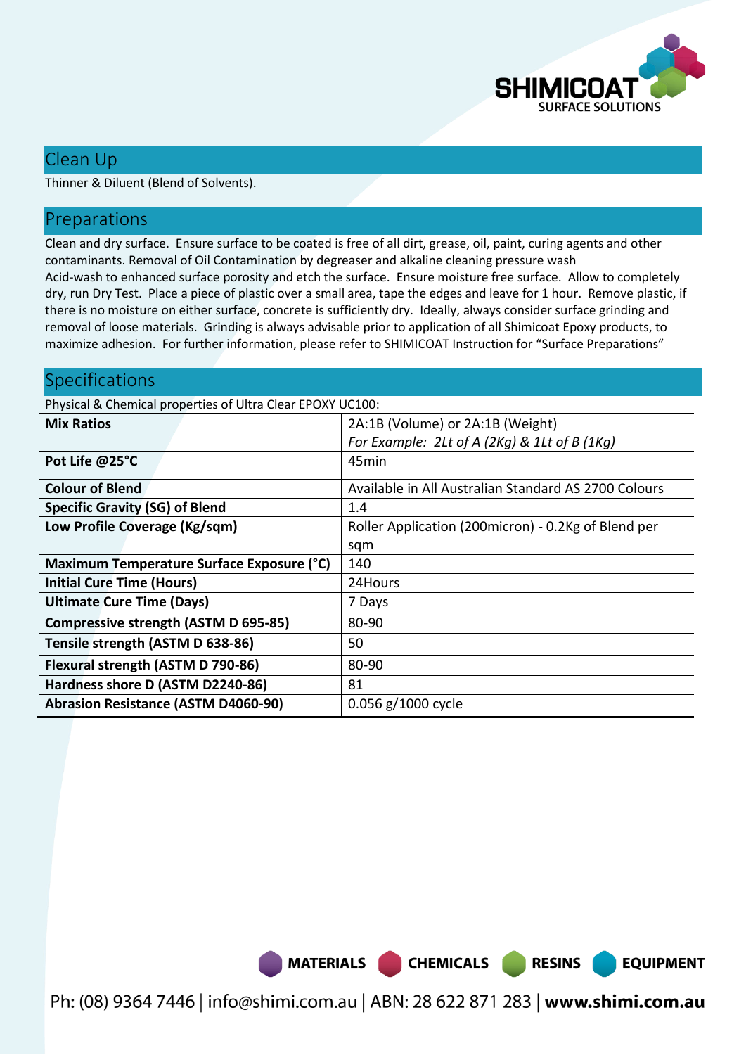## Clean Up

Thinner & Diluent (Blend of Solvents).

## Preparations

Clean and dry surface. Ensure surface to be coated is free of all dirt, grease, oil, paint, curing agents and other contaminants. Removal of Oil Contamination by degreaser and alkaline cleaning pressure wash
Acid-wash to enhanced surface porosity and etch the surface. Ensure moisture free surface. Allow to completely dry, run Dry Test. Place a piece of plastic over a small area, tape the edges and leave for 1 hour. Remove plastic, if there is no moisture on either surface, concrete is sufficiently dry. Ideally, always consider surface grinding and removal of loose materials. Grinding is always advisable prior to application of all Shimicoat Epoxy products, to maximize adhesion. For further information, please refer to SHIMICOAT Instruction for "Surface Preparations"

## Specifications

Physical & Chemical properties of Ultra Clear EPOXY UC100:

| | |
|---|---|
| **Mix Ratios** | 2A:1B (Volume) or 2A:1B (Weight)<br>*For Example: 2Lt of A (2Kg) & 1Lt of B (1Kg)* |
| **Pot Life @25°C** | 45min |
| **Colour of Blend** | Available in All Australian Standard AS 2700 Colours |
| **Specific Gravity (SG) of Blend** | 1.4 |
| **Low Profile Coverage (Kg/sqm)** | Roller Application (200micron) - 0.2Kg of Blend per sqm |
| **Maximum Temperature Surface Exposure (°C)** | 140 |
| **Initial Cure Time (Hours)** | 24Hours |
| **Ultimate Cure Time (Days)** | 7 Days |
| **Compressive strength (ASTM D 695-85)** | 80-90 |
| **Tensile strength (ASTM D 638-86)** | 50 |
| **Flexural strength (ASTM D 790-86)** | 80-90 |
| **Hardness shore D (ASTM D2240-86)** | 81 |
| **Abrasion Resistance (ASTM D4060-90)** | 0.056 g/1000 cycle |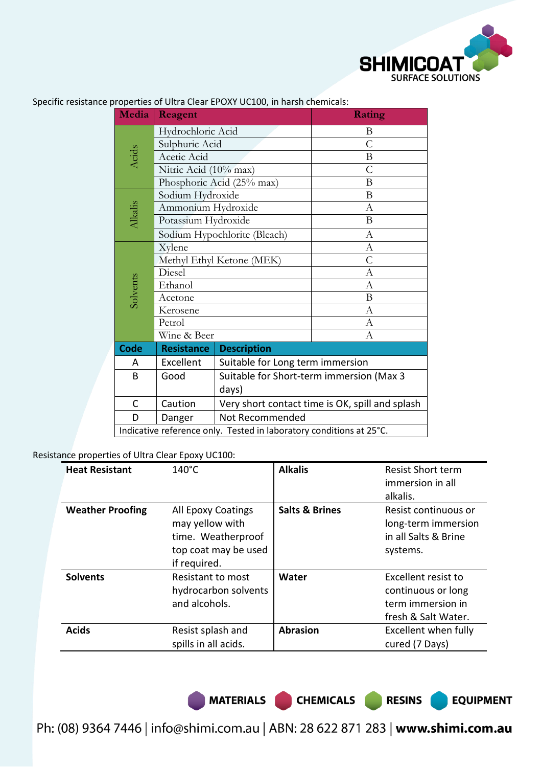Specific resistance properties of Ultra Clear EPOXY UC100, in harsh chemicals:

| Media | Reagent | Rating |
|---|---|---|
| Acids | Hydrochloric Acid | B |
| | Sulphuric Acid | C |
| | Acetic Acid | B |
| | Nitric Acid (10% max) | C |
| | Phosphoric Acid (25% max) | B |
| Alkalis | Sodium Hydroxide | B |
| | Ammonium Hydroxide | A |
| | Potassium Hydroxide | B |
| | Sodium Hypochlorite (Bleach) | A |
| Solvents | Xylene | A |
| | Methyl Ethyl Ketone (MEK) | C |
| | Diesel | A |
| | Ethanol | A |
| | Acetone | B |
| | Kerosene | A |
| | Petrol | A |
| | Wine & Beer | A |

| Code | Resistance | Description |
|---|---|---|
| A | Excellent | Suitable for Long term immersion |
| B | Good | Suitable for Short-term immersion (Max 3 days) |
| C | Caution | Very short contact time is OK, spill and splash |
| D | Danger | Not Recommended |

Indicative reference only. Tested in laboratory conditions at 25°C.

Resistance properties of Ultra Clear Epoxy UC100:

| | | | |
|---|---|---|---|
| **Heat Resistant** | 140°C | **Alkalis** | Resist Short term immersion in all alkalis. |
| **Weather Proofing** | All Epoxy Coatings may yellow with time. Weatherproof top coat may be used if required. | **Salts & Brines** | Resist continuous or long-term immersion in all Salts & Brine systems. |
| **Solvents** | Resistant to most hydrocarbon solvents and alcohols. | **Water** | Excellent resist to continuous or long term immersion in fresh & Salt Water. |
| **Acids** | Resist splash and spills in all acids. | **Abrasion** | Excellent when fully cured (7 Days) |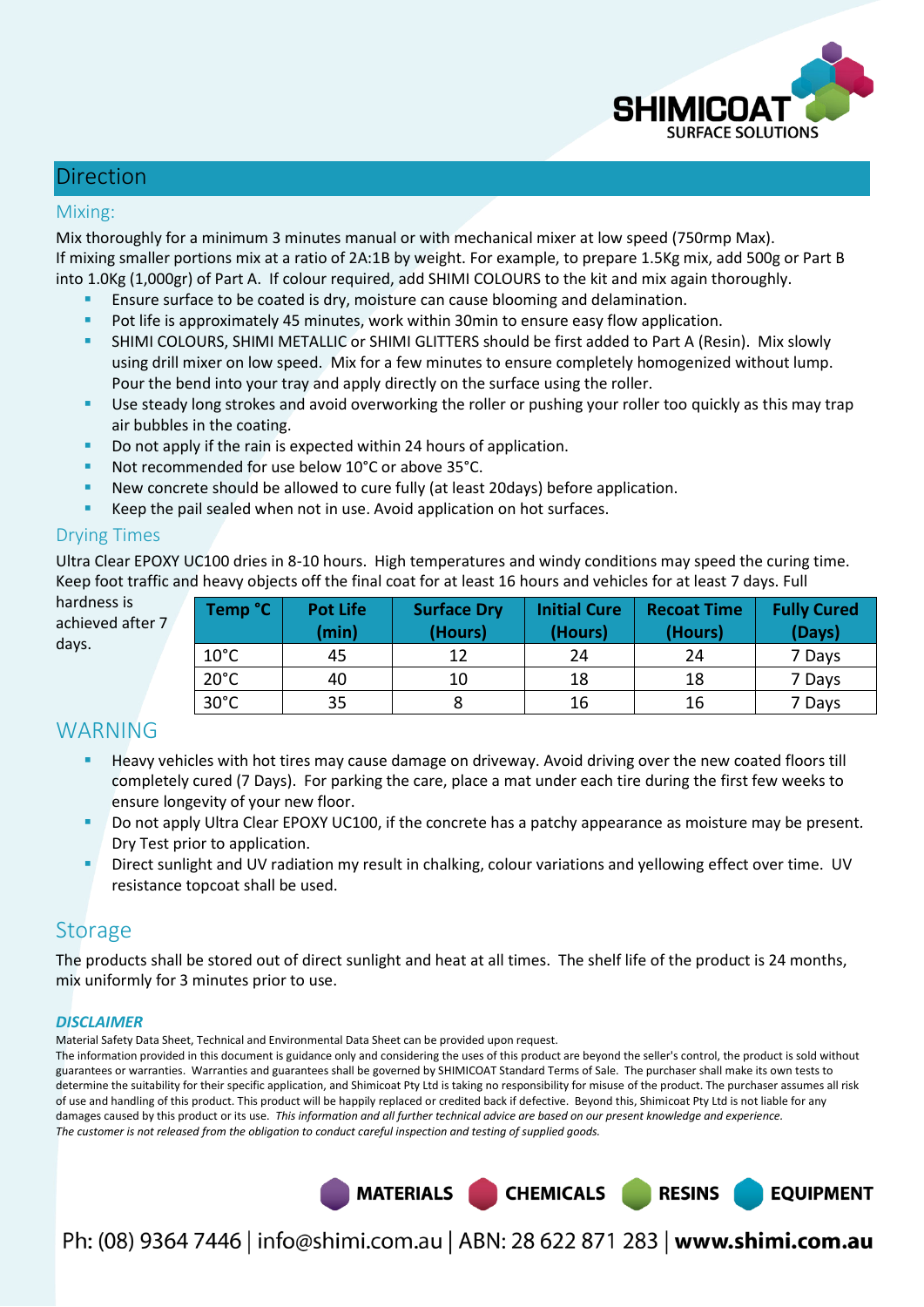## Direction

### Mixing:

Mix thoroughly for a minimum 3 minutes manual or with mechanical mixer at low speed (750rmp Max).
If mixing smaller portions mix at a ratio of 2A:1B by weight. For example, to prepare 1.5Kg mix, add 500g or Part B into 1.0Kg (1,000gr) of Part A. If colour required, add SHIMI COLOURS to the kit and mix again thoroughly.

- Ensure surface to be coated is dry, moisture can cause blooming and delamination.
- Pot life is approximately 45 minutes, work within 30min to ensure easy flow application.
- SHIMI COLOURS, SHIMI METALLIC or SHIMI GLITTERS should be first added to Part A (Resin). Mix slowly using drill mixer on low speed. Mix for a few minutes to ensure completely homogenized without lump. Pour the bend into your tray and apply directly on the surface using the roller.
- Use steady long strokes and avoid overworking the roller or pushing your roller too quickly as this may trap air bubbles in the coating.
- Do not apply if the rain is expected within 24 hours of application.
- Not recommended for use below 10°C or above 35°C.
- New concrete should be allowed to cure fully (at least 20days) before application.
- Keep the pail sealed when not in use. Avoid application on hot surfaces.

### Drying Times

Ultra Clear EPOXY UC100 dries in 8-10 hours. High temperatures and windy conditions may speed the curing time. Keep foot traffic and heavy objects off the final coat for at least 16 hours and vehicles for at least 7 days. Full hardness is achieved after 7 days.

| Temp °C | Pot Life (min) | Surface Dry (Hours) | Initial Cure (Hours) | Recoat Time (Hours) | Fully Cured (Days) |
|---|---|---|---|---|---|
| 10°C | 45 | 12 | 24 | 24 | 7 Days |
| 20°C | 40 | 10 | 18 | 18 | 7 Days |
| 30°C | 35 | 8 | 16 | 16 | 7 Days |

## WARNING

- Heavy vehicles with hot tires may cause damage on driveway. Avoid driving over the new coated floors till completely cured (7 Days). For parking the care, place a mat under each tire during the first few weeks to ensure longevity of your new floor.
- Do not apply Ultra Clear EPOXY UC100, if the concrete has a patchy appearance as moisture may be present. Dry Test prior to application.
- Direct sunlight and UV radiation my result in chalking, colour variations and yellowing effect over time. UV resistance topcoat shall be used.

## Storage

The products shall be stored out of direct sunlight and heat at all times. The shelf life of the product is 24 months, mix uniformly for 3 minutes prior to use.

***DISCLAIMER***

Material Safety Data Sheet, Technical and Environmental Data Sheet can be provided upon request.
The information provided in this document is guidance only and considering the uses of this product are beyond the seller's control, the product is sold without guarantees or warranties. Warranties and guarantees shall be governed by SHIMICOAT Standard Terms of Sale. The purchaser shall make its own tests to determine the suitability for their specific application, and Shimicoat Pty Ltd is taking no responsibility for misuse of the product. The purchaser assumes all risk of use and handling of this product. This product will be happily replaced or credited back if defective. Beyond this, Shimicoat Pty Ltd is not liable for any damages caused by this product or its use. *This information and all further technical advice are based on our present knowledge and experience. The customer is not released from the obligation to conduct careful inspection and testing of supplied goods.*

**MATERIALS** **CHEMICALS** **RESINS** **EQUIPMENT**

Ph: (08) 9364 7446 | info@shimi.com.au | ABN: 28 622 871 283 | **www.shimi.com.au**